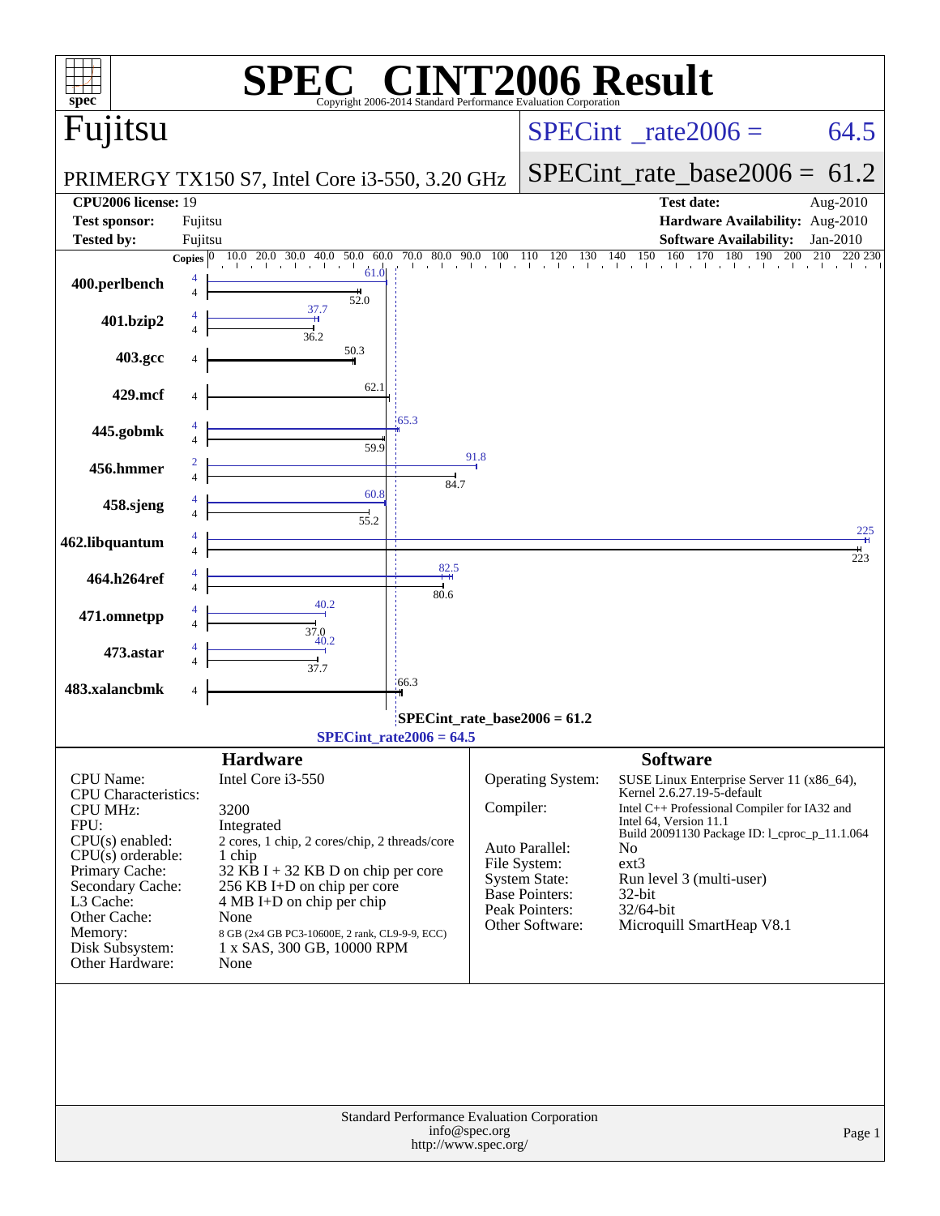# SPEC CINT2006 Result

Copyright 2006-2014 Standard Performance Evaluation Corporation

## Fujitsu

PRIMERGY TX150 S7, Intel Core i3-550, 3.20 GHz

SPECint_rate2006 = 64.5

SPECint_rate_base2006 = 61.2

| | | | |
|---|---|---|---|
| **CPU2006 license:** | 19 | **Test date:** | Aug-2010 |
| **Test sponsor:** | Fujitsu | **Hardware Availability:** | Aug-2010 |
| **Tested by:** | Fujitsu | **Software Availability:** | Jan-2010 |

| Benchmark | Copies (peak) | Peak | Copies (base) | Base |
|---|---|---|---|---|
| 400.perlbench | 4 | 61.0 | 4 | 52.0 |
| 401.bzip2 | 4 | 37.7 | 4 | 36.2 |
| 403.gcc | | | 4 | 50.3 |
| 429.mcf | | | 4 | 62.1 |
| 445.gobmk | 4 | 65.3 | 4 | 59.9 |
| 456.hmmer | 2 | 91.8 | 4 | 84.7 |
| 458.sjeng | 4 | 60.8 | 4 | 55.2 |
| 462.libquantum | 4 | 225 | 4 | 223 |
| 464.h264ref | 4 | 82.5 | 4 | 80.6 |
| 471.omnetpp | 4 | 40.2 | 4 | 37.0 |
| 473.astar | 4 | 40.2 | 4 | 37.7 |
| 483.xalancbmk | | | 4 | 66.3 |

SPECint_rate_base2006 = 61.2

SPECint_rate2006 = 64.5

### Hardware

| | |
|---|---|
| CPU Name: | Intel Core i3-550 |
| CPU Characteristics: | |
| CPU MHz: | 3200 |
| FPU: | Integrated |
| CPU(s) enabled: | 2 cores, 1 chip, 2 cores/chip, 2 threads/core |
| CPU(s) orderable: | 1 chip |
| Primary Cache: | 32 KB I + 32 KB D on chip per core |
| Secondary Cache: | 256 KB I+D on chip per core |
| L3 Cache: | 4 MB I+D on chip per chip |
| Other Cache: | None |
| Memory: | 8 GB (2x4 GB PC3-10600E, 2 rank, CL9-9-9, ECC) |
| Disk Subsystem: | 1 x SAS, 300 GB, 10000 RPM |
| Other Hardware: | None |

### Software

| | |
|---|---|
| Operating System: | SUSE Linux Enterprise Server 11 (x86_64), Kernel 2.6.27.19-5-default |
| Compiler: | Intel C++ Professional Compiler for IA32 and Intel 64, Version 11.1 Build 20091130 Package ID: l_cproc_p_11.1.064 |
| Auto Parallel: | No |
| File System: | ext3 |
| System State: | Run level 3 (multi-user) |
| Base Pointers: | 32-bit |
| Peak Pointers: | 32/64-bit |
| Other Software: | Microquill SmartHeap V8.1 |

Standard Performance Evaluation Corporation
info@spec.org
http://www.spec.org/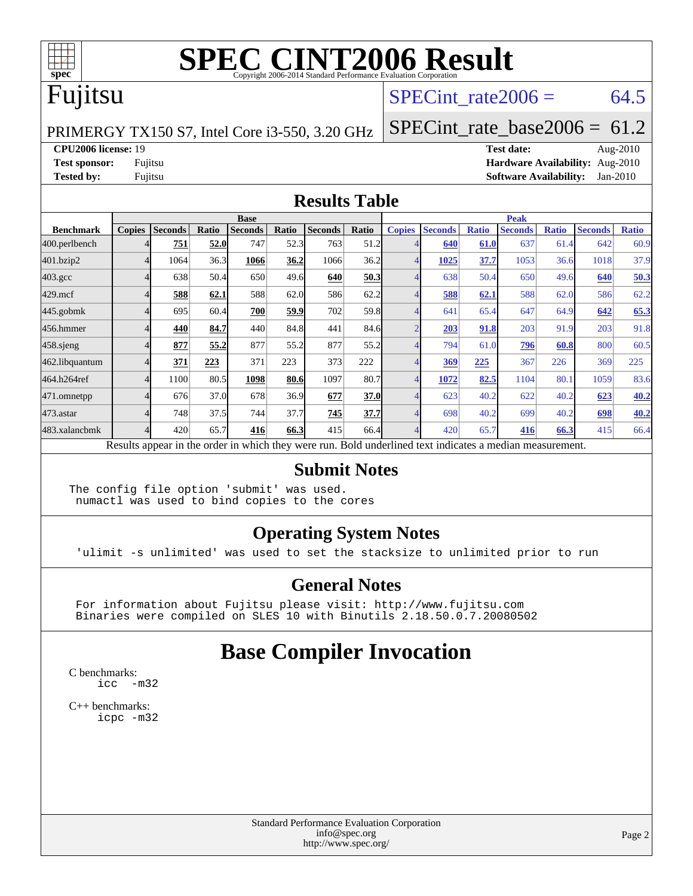# SPEC CINT2006 Result

Copyright 2006-2014 Standard Performance Evaluation Corporation

## Fujitsu

PRIMERGY TX150 S7, Intel Core i3-550, 3.20 GHz

SPECint_rate2006 = 64.5

SPECint_rate_base2006 = 61.2

**CPU2006 license:** 19
**Test sponsor:** Fujitsu
**Tested by:** Fujitsu

**Test date:** Aug-2010
**Hardware Availability:** Aug-2010
**Software Availability:** Jan-2010

## Results Table

| Benchmark | Base | | | | | | | Peak | | | | | | |
|---|---|---|---|---|---|---|---|---|---|---|---|---|---|---|
| | Copies | Seconds | Ratio | Seconds | Ratio | Seconds | Ratio | Copies | Seconds | Ratio | Seconds | Ratio | Seconds | Ratio |
| 400.perlbench | 4 | **751** | **52.0** | 747 | 52.3 | 763 | 51.2 | 4 | **640** | **61.0** | 637 | 61.4 | 642 | 60.9 |
| 401.bzip2 | 4 | 1064 | 36.3 | **1066** | **36.2** | 1066 | 36.2 | 4 | **1025** | **37.7** | 1053 | 36.6 | 1018 | 37.9 |
| 403.gcc | 4 | 638 | 50.4 | 650 | 49.6 | **640** | **50.3** | 4 | 638 | 50.4 | 650 | 49.6 | **640** | **50.3** |
| 429.mcf | 4 | **588** | **62.1** | 588 | 62.0 | 586 | 62.2 | 4 | **588** | **62.1** | 588 | 62.0 | 586 | 62.2 |
| 445.gobmk | 4 | 695 | 60.4 | **700** | **59.9** | 702 | 59.8 | 4 | 641 | 65.4 | 647 | 64.9 | **642** | **65.3** |
| 456.hmmer | 4 | **440** | **84.7** | 440 | 84.8 | 441 | 84.6 | 2 | **203** | **91.8** | 203 | 91.9 | 203 | 91.8 |
| 458.sjeng | 4 | **877** | **55.2** | 877 | 55.2 | 877 | 55.2 | 4 | 794 | 61.0 | **796** | **60.8** | 800 | 60.5 |
| 462.libquantum | 4 | **371** | **223** | 371 | 223 | 373 | 222 | 4 | **369** | **225** | 367 | 226 | 369 | 225 |
| 464.h264ref | 4 | 1100 | 80.5 | **1098** | **80.6** | 1097 | 80.7 | 4 | **1072** | **82.5** | 1104 | 80.1 | 1059 | 83.6 |
| 471.omnetpp | 4 | 676 | 37.0 | 678 | 36.9 | **677** | **37.0** | 4 | 623 | 40.2 | 622 | 40.2 | **623** | **40.2** |
| 473.astar | 4 | 748 | 37.5 | 744 | 37.7 | **745** | **37.7** | 4 | 698 | 40.2 | 699 | 40.2 | **698** | **40.2** |
| 483.xalancbmk | 4 | 420 | 65.7 | **416** | **66.3** | 415 | 66.4 | 4 | 420 | 65.7 | **416** | **66.3** | 415 | 66.4 |

Results appear in the order in which they were run. Bold underlined text indicates a median measurement.

## Submit Notes

```
The config file option 'submit' was used.
 numactl was used to bind copies to the cores
```

## Operating System Notes

```
'ulimit -s unlimited' was used to set the stacksize to unlimited prior to run
```

## General Notes

```
For information about Fujitsu please visit: http://www.fujitsu.com
Binaries were compiled on SLES 10 with Binutils 2.18.50.0.7.20080502
```

# Base Compiler Invocation

C benchmarks:
```
icc  -m32
```

C++ benchmarks:
```
icpc -m32
```

Standard Performance Evaluation Corporation
info@spec.org
http://www.spec.org/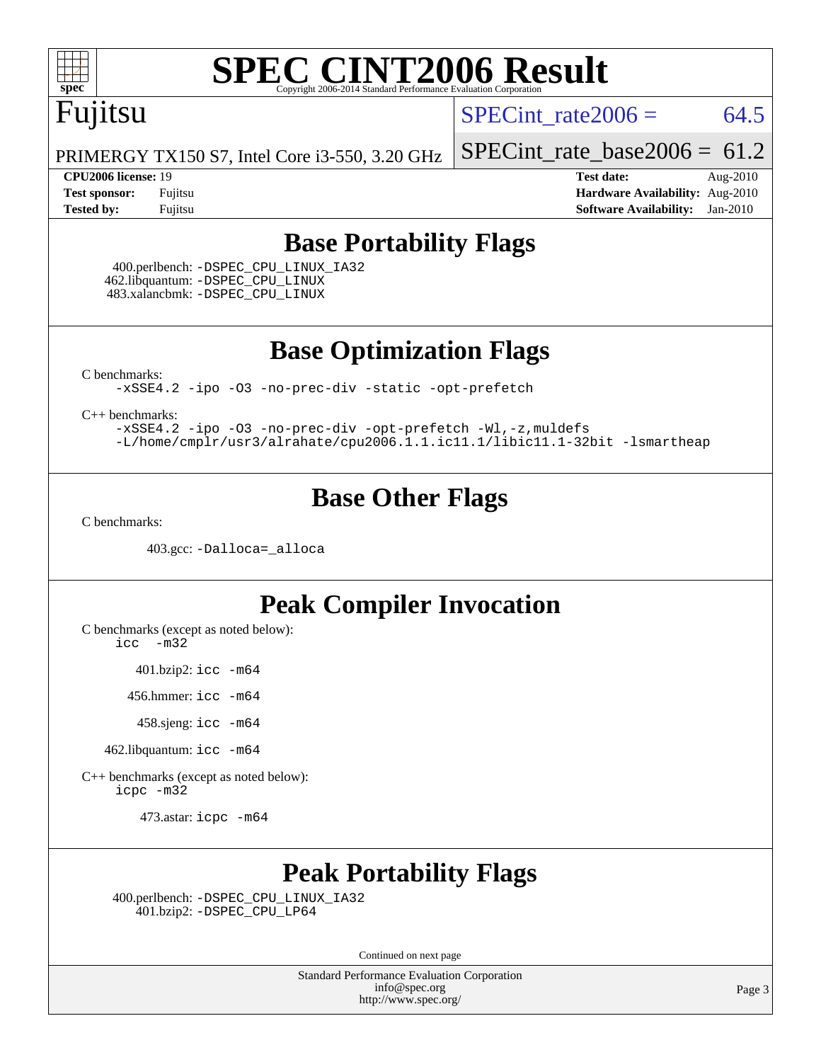# SPEC CINT2006 Result

Copyright 2006-2014 Standard Performance Evaluation Corporation

## Fujitsu

PRIMERGY TX150 S7, Intel Core i3-550, 3.20 GHz

SPECint_rate2006 = 64.5

SPECint_rate_base2006 = 61.2

| | | | |
|---|---|---|---|
| **CPU2006 license:** 19 | | **Test date:** | Aug-2010 |
| **Test sponsor:** | Fujitsu | **Hardware Availability:** | Aug-2010 |
| **Tested by:** | Fujitsu | **Software Availability:** | Jan-2010 |

## Base Portability Flags

400.perlbench: `-DSPEC_CPU_LINUX_IA32`
462.libquantum: `-DSPEC_CPU_LINUX`
483.xalancbmk: `-DSPEC_CPU_LINUX`

## Base Optimization Flags

C benchmarks:
```
-xSSE4.2 -ipo -O3 -no-prec-div -static -opt-prefetch
```

C++ benchmarks:
```
-xSSE4.2 -ipo -O3 -no-prec-div -opt-prefetch -Wl,-z,muldefs
-L/home/cmplr/usr3/alrahate/cpu2006.1.1.ic11.1/libic11.1-32bit -lsmartheap
```

## Base Other Flags

C benchmarks:

403.gcc: `-Dalloca=_alloca`

## Peak Compiler Invocation

C benchmarks (except as noted below):
```
icc -m32
```

401.bzip2: `icc -m64`

456.hmmer: `icc -m64`

458.sjeng: `icc -m64`

462.libquantum: `icc -m64`

C++ benchmarks (except as noted below):
```
icpc -m32
```

473.astar: `icpc -m64`

## Peak Portability Flags

400.perlbench: `-DSPEC_CPU_LINUX_IA32`
401.bzip2: `-DSPEC_CPU_LP64`

Continued on next page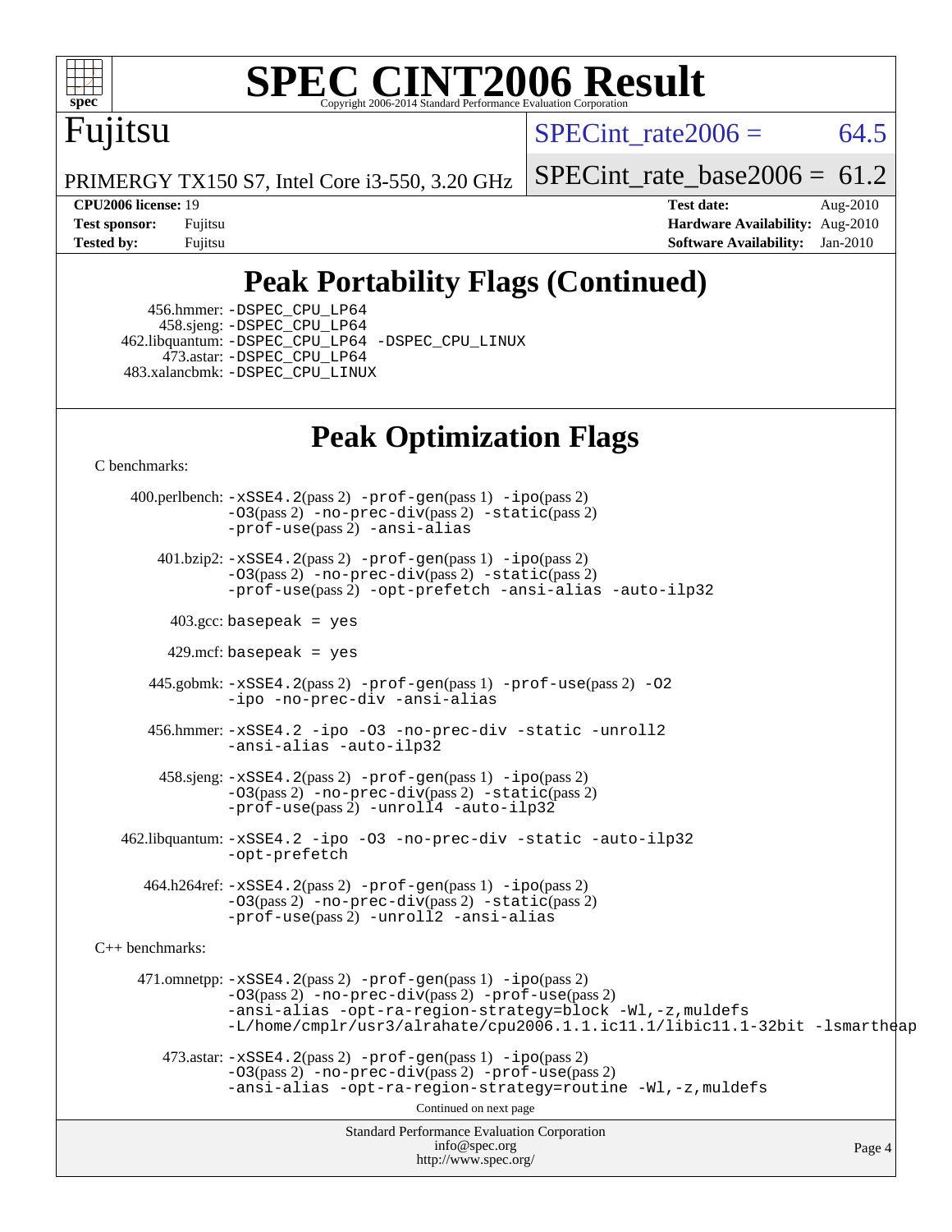# SPEC CINT2006 Result

Copyright 2006-2014 Standard Performance Evaluation Corporation

## Fujitsu

PRIMERGY TX150 S7, Intel Core i3-550, 3.20 GHz

SPECint_rate2006 = 64.5

SPECint_rate_base2006 = 61.2

| | | | |
|---|---|---|---|
| **CPU2006 license:** | 19 | **Test date:** | Aug-2010 |
| **Test sponsor:** | Fujitsu | **Hardware Availability:** | Aug-2010 |
| **Tested by:** | Fujitsu | **Software Availability:** | Jan-2010 |

## Peak Portability Flags (Continued)

456.hmmer: -DSPEC_CPU_LP64
458.sjeng: -DSPEC_CPU_LP64
462.libquantum: -DSPEC_CPU_LP64 -DSPEC_CPU_LINUX
473.astar: -DSPEC_CPU_LP64
483.xalancbmk: -DSPEC_CPU_LINUX

## Peak Optimization Flags

C benchmarks:

400.perlbench: -xSSE4.2(pass 2) -prof-gen(pass 1) -ipo(pass 2) -O3(pass 2) -no-prec-div(pass 2) -static(pass 2) -prof-use(pass 2) -ansi-alias

401.bzip2: -xSSE4.2(pass 2) -prof-gen(pass 1) -ipo(pass 2) -O3(pass 2) -no-prec-div(pass 2) -static(pass 2) -prof-use(pass 2) -opt-prefetch -ansi-alias -auto-ilp32

403.gcc: basepeak = yes

429.mcf: basepeak = yes

445.gobmk: -xSSE4.2(pass 2) -prof-gen(pass 1) -prof-use(pass 2) -O2 -ipo -no-prec-div -ansi-alias

456.hmmer: -xSSE4.2 -ipo -O3 -no-prec-div -static -unroll2 -ansi-alias -auto-ilp32

458.sjeng: -xSSE4.2(pass 2) -prof-gen(pass 1) -ipo(pass 2) -O3(pass 2) -no-prec-div(pass 2) -static(pass 2) -prof-use(pass 2) -unroll4 -auto-ilp32

462.libquantum: -xSSE4.2 -ipo -O3 -no-prec-div -static -auto-ilp32 -opt-prefetch

464.h264ref: -xSSE4.2(pass 2) -prof-gen(pass 1) -ipo(pass 2) -O3(pass 2) -no-prec-div(pass 2) -static(pass 2) -prof-use(pass 2) -unroll2 -ansi-alias

C++ benchmarks:

471.omnetpp: -xSSE4.2(pass 2) -prof-gen(pass 1) -ipo(pass 2) -O3(pass 2) -no-prec-div(pass 2) -prof-use(pass 2) -ansi-alias -opt-ra-region-strategy=block -Wl,-z,muldefs -L/home/cmplr/usr3/alrahate/cpu2006.1.1.ic11.1/libic11.1-32bit -lsmartheap

473.astar: -xSSE4.2(pass 2) -prof-gen(pass 1) -ipo(pass 2) -O3(pass 2) -no-prec-div(pass 2) -prof-use(pass 2) -ansi-alias -opt-ra-region-strategy=routine -Wl,-z,muldefs

Continued on next page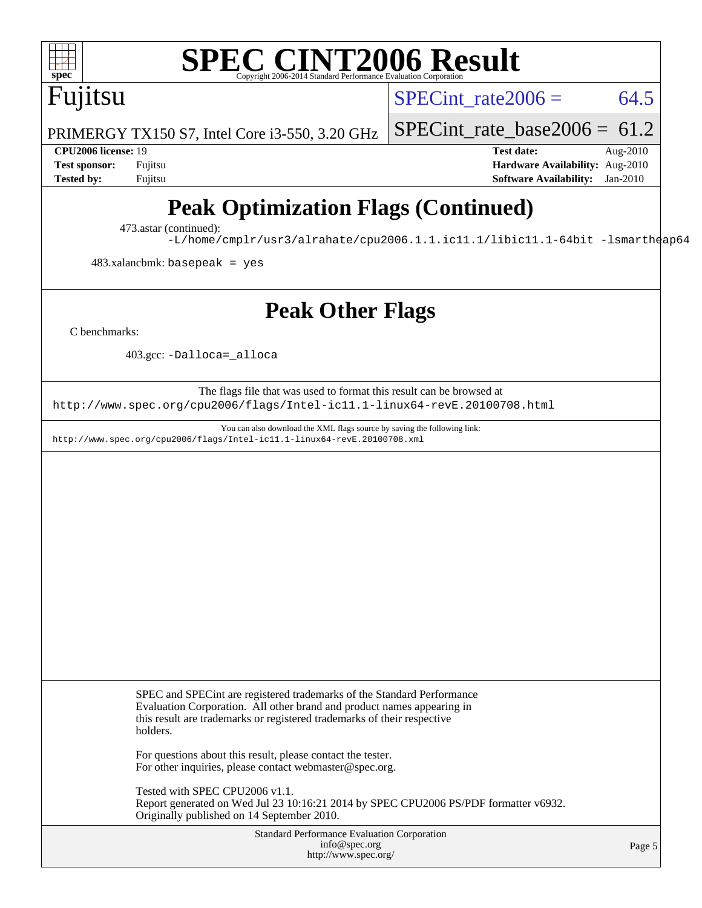# SPEC CINT2006 Result

Copyright 2006-2014 Standard Performance Evaluation Corporation

**Fujitsu**

PRIMERGY TX150 S7, Intel Core i3-550, 3.20 GHz

SPECint_rate2006 = 64.5

SPECint_rate_base2006 = 61.2

**CPU2006 license:** 19
**Test sponsor:** Fujitsu
**Tested by:** Fujitsu

**Test date:** Aug-2010
**Hardware Availability:** Aug-2010
**Software Availability:** Jan-2010

## Peak Optimization Flags (Continued)

473.astar (continued):

```
-L/home/cmplr/usr3/alrahate/cpu2006.1.1.ic11.1/libic11.1-64bit -lsmartheap64
```

483.xalancbmk: `basepeak = yes`

## Peak Other Flags

C benchmarks:

403.gcc: `-Dalloca=_alloca`

The flags file that was used to format this result can be browsed at
http://www.spec.org/cpu2006/flags/Intel-ic11.1-linux64-revE.20100708.html

You can also download the XML flags source by saving the following link:
http://www.spec.org/cpu2006/flags/Intel-ic11.1-linux64-revE.20100708.xml

SPEC and SPECint are registered trademarks of the Standard Performance Evaluation Corporation. All other brand and product names appearing in this result are trademarks or registered trademarks of their respective holders.

For questions about this result, please contact the tester.
For other inquiries, please contact webmaster@spec.org.

Tested with SPEC CPU2006 v1.1.
Report generated on Wed Jul 23 10:16:21 2014 by SPEC CPU2006 PS/PDF formatter v6932.
Originally published on 14 September 2010.

Standard Performance Evaluation Corporation
info@spec.org
http://www.spec.org/